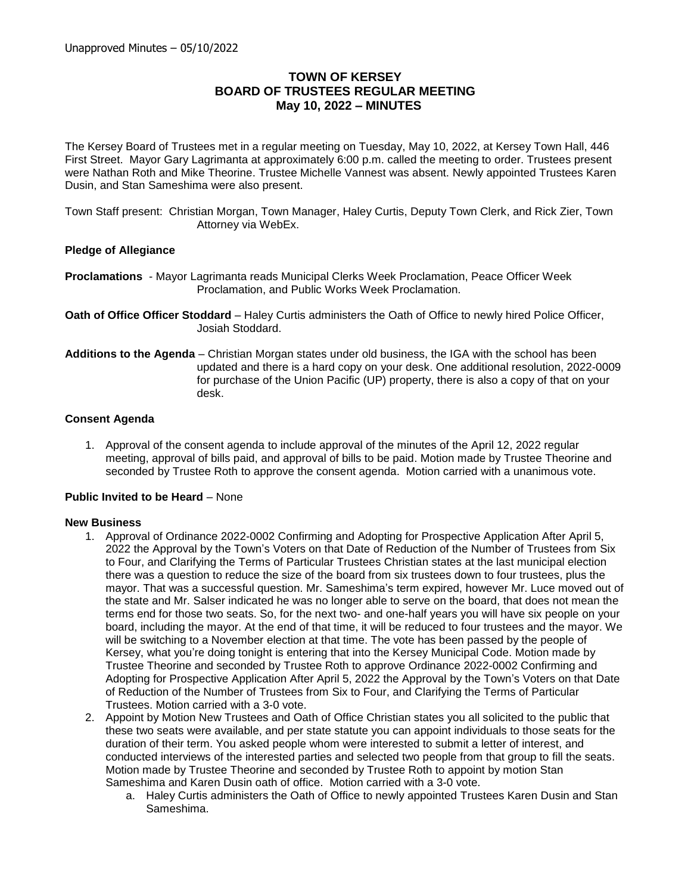Unapproved Minutes – 05/10/2022

# TOWN OF KERSEY
## BOARD OF TRUSTEES REGULAR MEETING
### May 10, 2022 – MINUTES

The Kersey Board of Trustees met in a regular meeting on Tuesday, May 10, 2022, at Kersey Town Hall, 446 First Street. Mayor Gary Lagrimanta at approximately 6:00 p.m. called the meeting to order. Trustees present were Nathan Roth and Mike Theorine. Trustee Michelle Vannest was absent. Newly appointed Trustees Karen Dusin, and Stan Sameshima were also present.

Town Staff present: Christian Morgan, Town Manager, Haley Curtis, Deputy Town Clerk, and Rick Zier, Town Attorney via WebEx.

**Pledge of Allegiance**

**Proclamations** - Mayor Lagrimanta reads Municipal Clerks Week Proclamation, Peace Officer Week Proclamation, and Public Works Week Proclamation.

**Oath of Office Officer Stoddard** – Haley Curtis administers the Oath of Office to newly hired Police Officer, Josiah Stoddard.

**Additions to the Agenda** – Christian Morgan states under old business, the IGA with the school has been updated and there is a hard copy on your desk. One additional resolution, 2022-0009 for purchase of the Union Pacific (UP) property, there is also a copy of that on your desk.

**Consent Agenda**

1. Approval of the consent agenda to include approval of the minutes of the April 12, 2022 regular meeting, approval of bills paid, and approval of bills to be paid. Motion made by Trustee Theorine and seconded by Trustee Roth to approve the consent agenda. Motion carried with a unanimous vote.

**Public Invited to be Heard** – None

**New Business**

1. Approval of Ordinance 2022-0002 Confirming and Adopting for Prospective Application After April 5, 2022 the Approval by the Town's Voters on that Date of Reduction of the Number of Trustees from Six to Four, and Clarifying the Terms of Particular Trustees Christian states at the last municipal election there was a question to reduce the size of the board from six trustees down to four trustees, plus the mayor. That was a successful question. Mr. Sameshima's term expired, however Mr. Luce moved out of the state and Mr. Salser indicated he was no longer able to serve on the board, that does not mean the terms end for those two seats. So, for the next two- and one-half years you will have six people on your board, including the mayor. At the end of that time, it will be reduced to four trustees and the mayor. We will be switching to a November election at that time. The vote has been passed by the people of Kersey, what you're doing tonight is entering that into the Kersey Municipal Code. Motion made by Trustee Theorine and seconded by Trustee Roth to approve Ordinance 2022-0002 Confirming and Adopting for Prospective Application After April 5, 2022 the Approval by the Town's Voters on that Date of Reduction of the Number of Trustees from Six to Four, and Clarifying the Terms of Particular Trustees. Motion carried with a 3-0 vote.
2. Appoint by Motion New Trustees and Oath of Office Christian states you all solicited to the public that these two seats were available, and per state statute you can appoint individuals to those seats for the duration of their term. You asked people whom were interested to submit a letter of interest, and conducted interviews of the interested parties and selected two people from that group to fill the seats. Motion made by Trustee Theorine and seconded by Trustee Roth to appoint by motion Stan Sameshima and Karen Dusin oath of office. Motion carried with a 3-0 vote.
    a. Haley Curtis administers the Oath of Office to newly appointed Trustees Karen Dusin and Stan Sameshima.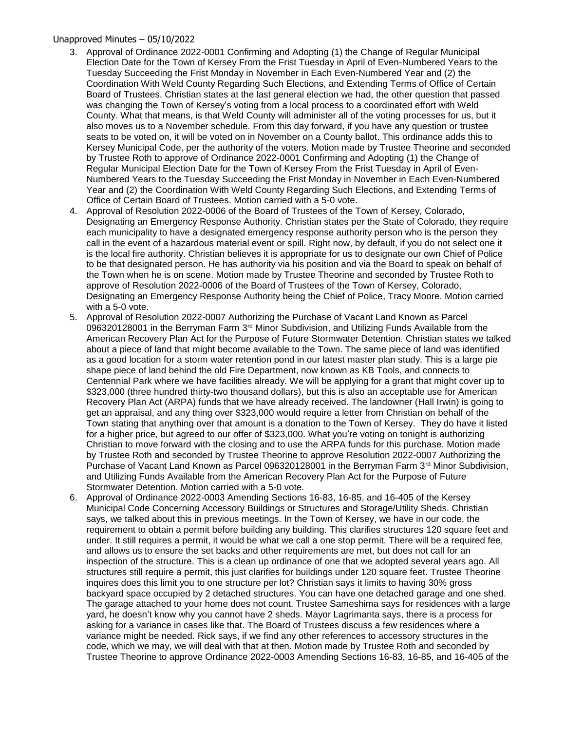3. Approval of Ordinance 2022-0001 Confirming and Adopting (1) the Change of Regular Municipal Election Date for the Town of Kersey From the Frist Tuesday in April of Even-Numbered Years to the Tuesday Succeeding the Frist Monday in November in Each Even-Numbered Year and (2) the Coordination With Weld County Regarding Such Elections, and Extending Terms of Office of Certain Board of Trustees. Christian states at the last general election we had, the other question that passed was changing the Town of Kersey's voting from a local process to a coordinated effort with Weld County. What that means, is that Weld County will administer all of the voting processes for us, but it also moves us to a November schedule. From this day forward, if you have any question or trustee seats to be voted on, it will be voted on in November on a County ballot. This ordinance adds this to Kersey Municipal Code, per the authority of the voters. Motion made by Trustee Theorine and seconded by Trustee Roth to approve of Ordinance 2022-0001 Confirming and Adopting (1) the Change of Regular Municipal Election Date for the Town of Kersey From the Frist Tuesday in April of Even-Numbered Years to the Tuesday Succeeding the Frist Monday in November in Each Even-Numbered Year and (2) the Coordination With Weld County Regarding Such Elections, and Extending Terms of Office of Certain Board of Trustees. Motion carried with a 5-0 vote.
4. Approval of Resolution 2022-0006 of the Board of Trustees of the Town of Kersey, Colorado, Designating an Emergency Response Authority. Christian states per the State of Colorado, they require each municipality to have a designated emergency response authority person who is the person they call in the event of a hazardous material event or spill. Right now, by default, if you do not select one it is the local fire authority. Christian believes it is appropriate for us to designate our own Chief of Police to be that designated person. He has authority via his position and via the Board to speak on behalf of the Town when he is on scene. Motion made by Trustee Theorine and seconded by Trustee Roth to approve of Resolution 2022-0006 of the Board of Trustees of the Town of Kersey, Colorado, Designating an Emergency Response Authority being the Chief of Police, Tracy Moore. Motion carried with a 5-0 vote.
5. Approval of Resolution 2022-0007 Authorizing the Purchase of Vacant Land Known as Parcel 096320128001 in the Berryman Farm 3rd Minor Subdivision, and Utilizing Funds Available from the American Recovery Plan Act for the Purpose of Future Stormwater Detention. Christian states we talked about a piece of land that might become available to the Town. The same piece of land was identified as a good location for a storm water retention pond in our latest master plan study. This is a large pie shape piece of land behind the old Fire Department, now known as KB Tools, and connects to Centennial Park where we have facilities already. We will be applying for a grant that might cover up to $323,000 (three hundred thirty-two thousand dollars), but this is also an acceptable use for American Recovery Plan Act (ARPA) funds that we have already received. The landowner (Hall Irwin) is going to get an appraisal, and any thing over $323,000 would require a letter from Christian on behalf of the Town stating that anything over that amount is a donation to the Town of Kersey. They do have it listed for a higher price, but agreed to our offer of $323,000. What you're voting on tonight is authorizing Christian to move forward with the closing and to use the ARPA funds for this purchase. Motion made by Trustee Roth and seconded by Trustee Theorine to approve Resolution 2022-0007 Authorizing the Purchase of Vacant Land Known as Parcel 096320128001 in the Berryman Farm 3rd Minor Subdivision, and Utilizing Funds Available from the American Recovery Plan Act for the Purpose of Future Stormwater Detention. Motion carried with a 5-0 vote.
6. Approval of Ordinance 2022-0003 Amending Sections 16-83, 16-85, and 16-405 of the Kersey Municipal Code Concerning Accessory Buildings or Structures and Storage/Utility Sheds. Christian says, we talked about this in previous meetings. In the Town of Kersey, we have in our code, the requirement to obtain a permit before building any building. This clarifies structures 120 square feet and under. It still requires a permit, it would be what we call a one stop permit. There will be a required fee, and allows us to ensure the set backs and other requirements are met, but does not call for an inspection of the structure. This is a clean up ordinance of one that we adopted several years ago. All structures still require a permit, this just clarifies for buildings under 120 square feet. Trustee Theorine inquires does this limit you to one structure per lot? Christian says it limits to having 30% gross backyard space occupied by 2 detached structures. You can have one detached garage and one shed. The garage attached to your home does not count. Trustee Sameshima says for residences with a large yard, he doesn't know why you cannot have 2 sheds. Mayor Lagrimanta says, there is a process for asking for a variance in cases like that. The Board of Trustees discuss a few residences where a variance might be needed. Rick says, if we find any other references to accessory structures in the code, which we may, we will deal with that at then. Motion made by Trustee Roth and seconded by Trustee Theorine to approve Ordinance 2022-0003 Amending Sections 16-83, 16-85, and 16-405 of the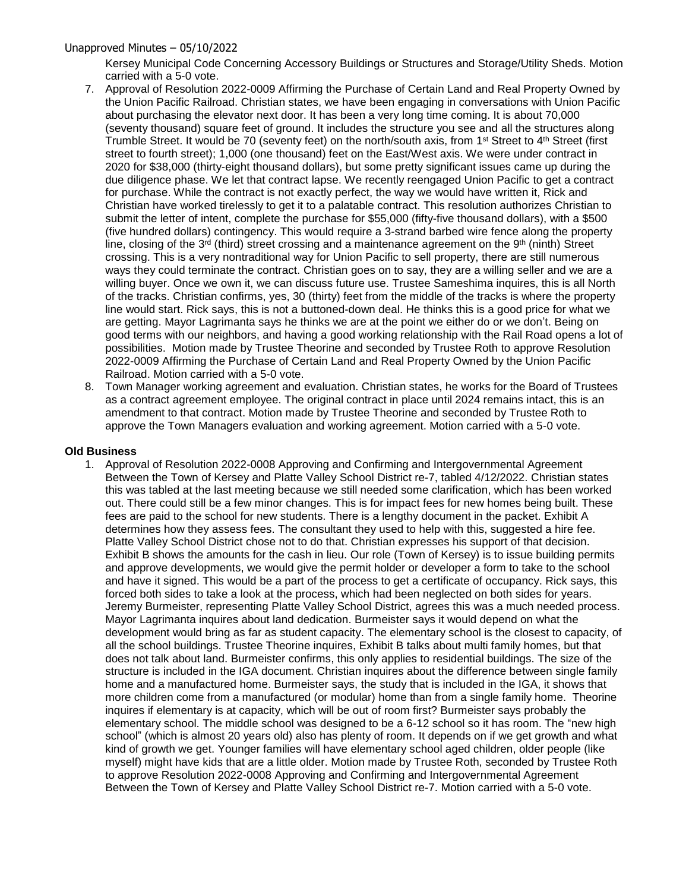Kersey Municipal Code Concerning Accessory Buildings or Structures and Storage/Utility Sheds. Motion carried with a 5-0 vote.

7. Approval of Resolution 2022-0009 Affirming the Purchase of Certain Land and Real Property Owned by the Union Pacific Railroad. Christian states, we have been engaging in conversations with Union Pacific about purchasing the elevator next door. It has been a very long time coming. It is about 70,000 (seventy thousand) square feet of ground. It includes the structure you see and all the structures along Trumble Street. It would be 70 (seventy feet) on the north/south axis, from 1st Street to 4th Street (first street to fourth street); 1,000 (one thousand) feet on the East/West axis. We were under contract in 2020 for $38,000 (thirty-eight thousand dollars), but some pretty significant issues came up during the due diligence phase. We let that contract lapse. We recently reengaged Union Pacific to get a contract for purchase. While the contract is not exactly perfect, the way we would have written it, Rick and Christian have worked tirelessly to get it to a palatable contract. This resolution authorizes Christian to submit the letter of intent, complete the purchase for $55,000 (fifty-five thousand dollars), with a $500 (five hundred dollars) contingency. This would require a 3-strand barbed wire fence along the property line, closing of the 3rd (third) street crossing and a maintenance agreement on the 9th (ninth) Street crossing. This is a very nontraditional way for Union Pacific to sell property, there are still numerous ways they could terminate the contract. Christian goes on to say, they are a willing seller and we are a willing buyer. Once we own it, we can discuss future use. Trustee Sameshima inquires, this is all North of the tracks. Christian confirms, yes, 30 (thirty) feet from the middle of the tracks is where the property line would start. Rick says, this is not a buttoned-down deal. He thinks this is a good price for what we are getting. Mayor Lagrimanta says he thinks we are at the point we either do or we don't. Being on good terms with our neighbors, and having a good working relationship with the Rail Road opens a lot of possibilities. Motion made by Trustee Theorine and seconded by Trustee Roth to approve Resolution 2022-0009 Affirming the Purchase of Certain Land and Real Property Owned by the Union Pacific Railroad. Motion carried with a 5-0 vote.
8. Town Manager working agreement and evaluation. Christian states, he works for the Board of Trustees as a contract agreement employee. The original contract in place until 2024 remains intact, this is an amendment to that contract. Motion made by Trustee Theorine and seconded by Trustee Roth to approve the Town Managers evaluation and working agreement. Motion carried with a 5-0 vote.

**Old Business**

1. Approval of Resolution 2022-0008 Approving and Confirming and Intergovernmental Agreement Between the Town of Kersey and Platte Valley School District re-7, tabled 4/12/2022. Christian states this was tabled at the last meeting because we still needed some clarification, which has been worked out. There could still be a few minor changes. This is for impact fees for new homes being built. These fees are paid to the school for new students. There is a lengthy document in the packet. Exhibit A determines how they assess fees. The consultant they used to help with this, suggested a hire fee. Platte Valley School District chose not to do that. Christian expresses his support of that decision. Exhibit B shows the amounts for the cash in lieu. Our role (Town of Kersey) is to issue building permits and approve developments, we would give the permit holder or developer a form to take to the school and have it signed. This would be a part of the process to get a certificate of occupancy. Rick says, this forced both sides to take a look at the process, which had been neglected on both sides for years. Jeremy Burmeister, representing Platte Valley School District, agrees this was a much needed process. Mayor Lagrimanta inquires about land dedication. Burmeister says it would depend on what the development would bring as far as student capacity. The elementary school is the closest to capacity, of all the school buildings. Trustee Theorine inquires, Exhibit B talks about multi family homes, but that does not talk about land. Burmeister confirms, this only applies to residential buildings. The size of the structure is included in the IGA document. Christian inquires about the difference between single family home and a manufactured home. Burmeister says, the study that is included in the IGA, it shows that more children come from a manufactured (or modular) home than from a single family home. Theorine inquires if elementary is at capacity, which will be out of room first? Burmeister says probably the elementary school. The middle school was designed to be a 6-12 school so it has room. The "new high school" (which is almost 20 years old) also has plenty of room. It depends on if we get growth and what kind of growth we get. Younger families will have elementary school aged children, older people (like myself) might have kids that are a little older. Motion made by Trustee Roth, seconded by Trustee Roth to approve Resolution 2022-0008 Approving and Confirming and Intergovernmental Agreement Between the Town of Kersey and Platte Valley School District re-7. Motion carried with a 5-0 vote.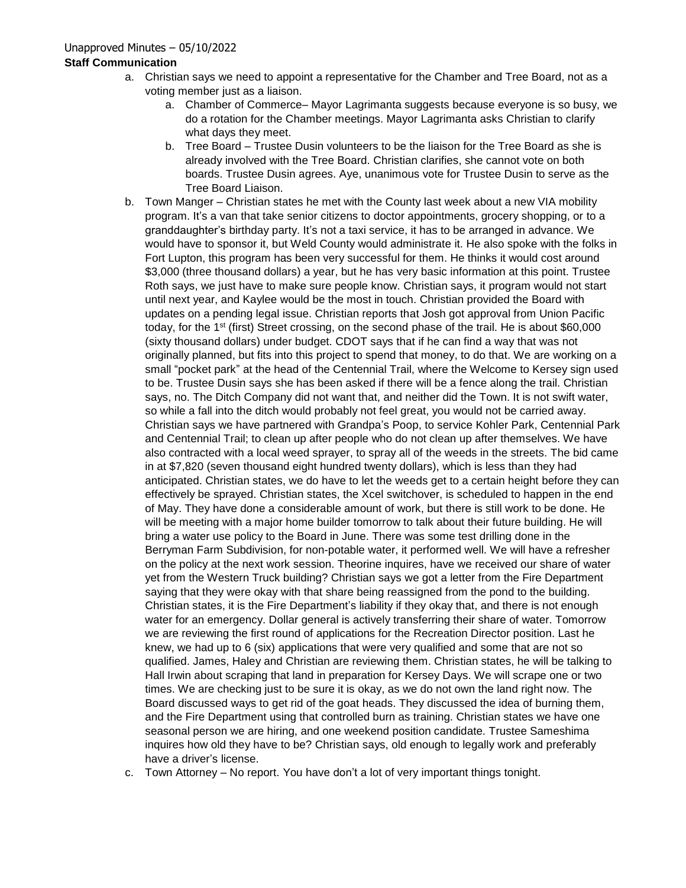Unapproved Minutes – 05/10/2022

**Staff Communication**

a. Christian says we need to appoint a representative for the Chamber and Tree Board, not as a voting member just as a liaison.
   a. Chamber of Commerce– Mayor Lagrimanta suggests because everyone is so busy, we do a rotation for the Chamber meetings. Mayor Lagrimanta asks Christian to clarify what days they meet.
   b. Tree Board – Trustee Dusin volunteers to be the liaison for the Tree Board as she is already involved with the Tree Board. Christian clarifies, she cannot vote on both boards. Trustee Dusin agrees. Aye, unanimous vote for Trustee Dusin to serve as the Tree Board Liaison.

b. Town Manger – Christian states he met with the County last week about a new VIA mobility program. It's a van that take senior citizens to doctor appointments, grocery shopping, or to a granddaughter's birthday party. It's not a taxi service, it has to be arranged in advance. We would have to sponsor it, but Weld County would administrate it. He also spoke with the folks in Fort Lupton, this program has been very successful for them. He thinks it would cost around $3,000 (three thousand dollars) a year, but he has very basic information at this point. Trustee Roth says, we just have to make sure people know. Christian says, it program would not start until next year, and Kaylee would be the most in touch. Christian provided the Board with updates on a pending legal issue. Christian reports that Josh got approval from Union Pacific today, for the 1st (first) Street crossing, on the second phase of the trail. He is about $60,000 (sixty thousand dollars) under budget. CDOT says that if he can find a way that was not originally planned, but fits into this project to spend that money, to do that. We are working on a small "pocket park" at the head of the Centennial Trail, where the Welcome to Kersey sign used to be. Trustee Dusin says she has been asked if there will be a fence along the trail. Christian says, no. The Ditch Company did not want that, and neither did the Town. It is not swift water, so while a fall into the ditch would probably not feel great, you would not be carried away. Christian says we have partnered with Grandpa's Poop, to service Kohler Park, Centennial Park and Centennial Trail; to clean up after people who do not clean up after themselves. We have also contracted with a local weed sprayer, to spray all of the weeds in the streets. The bid came in at $7,820 (seven thousand eight hundred twenty dollars), which is less than they had anticipated. Christian states, we do have to let the weeds get to a certain height before they can effectively be sprayed. Christian states, the Xcel switchover, is scheduled to happen in the end of May. They have done a considerable amount of work, but there is still work to be done. He will be meeting with a major home builder tomorrow to talk about their future building. He will bring a water use policy to the Board in June. There was some test drilling done in the Berryman Farm Subdivision, for non-potable water, it performed well. We will have a refresher on the policy at the next work session. Theorine inquires, have we received our share of water yet from the Western Truck building? Christian says we got a letter from the Fire Department saying that they were okay with that share being reassigned from the pond to the building. Christian states, it is the Fire Department's liability if they okay that, and there is not enough water for an emergency. Dollar general is actively transferring their share of water. Tomorrow we are reviewing the first round of applications for the Recreation Director position. Last he knew, we had up to 6 (six) applications that were very qualified and some that are not so qualified. James, Haley and Christian are reviewing them. Christian states, he will be talking to Hall Irwin about scraping that land in preparation for Kersey Days. We will scrape one or two times. We are checking just to be sure it is okay, as we do not own the land right now. The Board discussed ways to get rid of the goat heads. They discussed the idea of burning them, and the Fire Department using that controlled burn as training. Christian states we have one seasonal person we are hiring, and one weekend position candidate. Trustee Sameshima inquires how old they have to be? Christian says, old enough to legally work and preferably have a driver's license.

c. Town Attorney – No report. You have don't a lot of very important things tonight.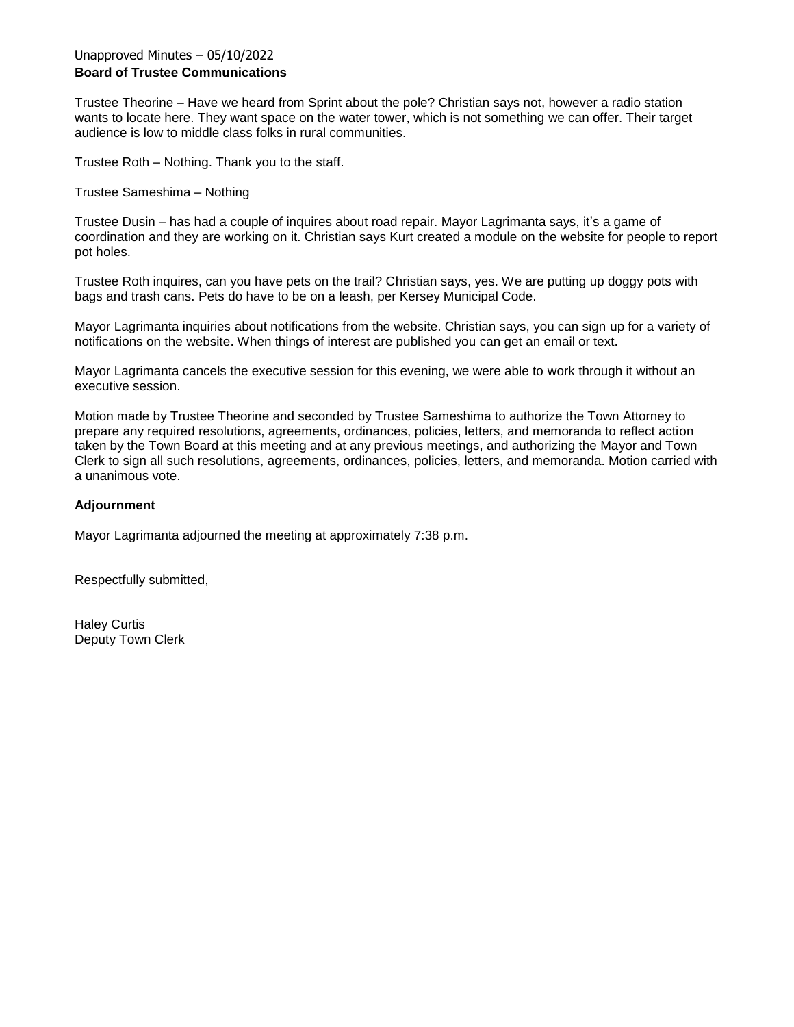Unapproved Minutes – 05/10/2022

**Board of Trustee Communications**

Trustee Theorine – Have we heard from Sprint about the pole? Christian says not, however a radio station wants to locate here. They want space on the water tower, which is not something we can offer. Their target audience is low to middle class folks in rural communities.

Trustee Roth – Nothing. Thank you to the staff.

Trustee Sameshima – Nothing

Trustee Dusin – has had a couple of inquires about road repair. Mayor Lagrimanta says, it's a game of coordination and they are working on it. Christian says Kurt created a module on the website for people to report pot holes.

Trustee Roth inquires, can you have pets on the trail? Christian says, yes. We are putting up doggy pots with bags and trash cans. Pets do have to be on a leash, per Kersey Municipal Code.

Mayor Lagrimanta inquiries about notifications from the website. Christian says, you can sign up for a variety of notifications on the website. When things of interest are published you can get an email or text.

Mayor Lagrimanta cancels the executive session for this evening, we were able to work through it without an executive session.

Motion made by Trustee Theorine and seconded by Trustee Sameshima to authorize the Town Attorney to prepare any required resolutions, agreements, ordinances, policies, letters, and memoranda to reflect action taken by the Town Board at this meeting and at any previous meetings, and authorizing the Mayor and Town Clerk to sign all such resolutions, agreements, ordinances, policies, letters, and memoranda. Motion carried with a unanimous vote.

**Adjournment**

Mayor Lagrimanta adjourned the meeting at approximately 7:38 p.m.

Respectfully submitted,

Haley Curtis
Deputy Town Clerk